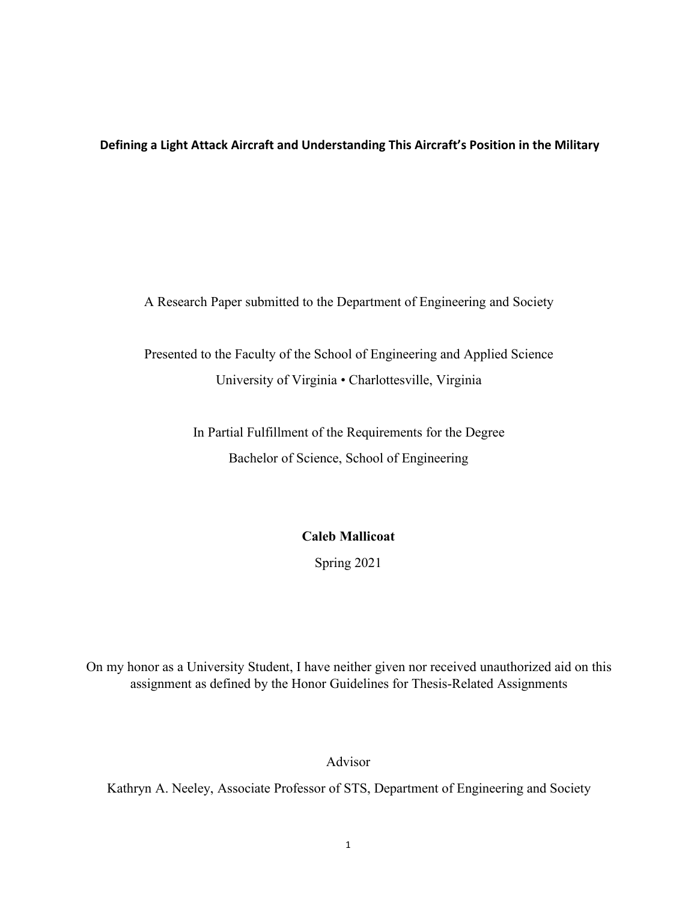**Defining a Light Attack Aircraft and Understanding This Aircraft's Position in the Military**

A Research Paper submitted to the Department of Engineering and Society

Presented to the Faculty of the School of Engineering and Applied Science
University of Virginia • Charlottesville, Virginia

In Partial Fulfillment of the Requirements for the Degree
Bachelor of Science, School of Engineering

**Caleb Mallicoat**

Spring 2021

On my honor as a University Student, I have neither given nor received unauthorized aid on this assignment as defined by the Honor Guidelines for Thesis-Related Assignments

Advisor

Kathryn A. Neeley, Associate Professor of STS, Department of Engineering and Society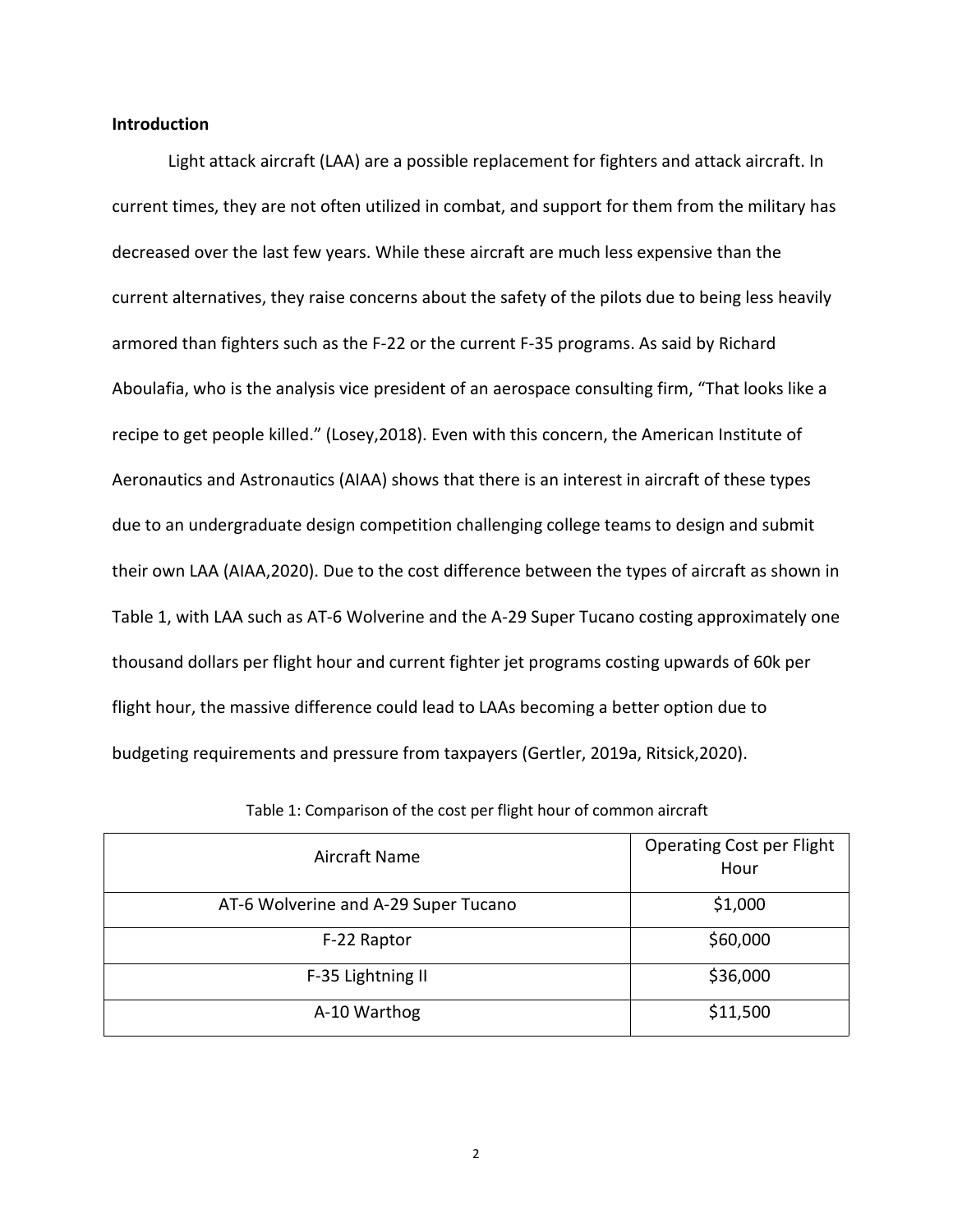**Introduction**

Light attack aircraft (LAA) are a possible replacement for fighters and attack aircraft. In current times, they are not often utilized in combat, and support for them from the military has decreased over the last few years. While these aircraft are much less expensive than the current alternatives, they raise concerns about the safety of the pilots due to being less heavily armored than fighters such as the F-22 or the current F-35 programs. As said by Richard Aboulafia, who is the analysis vice president of an aerospace consulting firm, "That looks like a recipe to get people killed." (Losey,2018). Even with this concern, the American Institute of Aeronautics and Astronautics (AIAA) shows that there is an interest in aircraft of these types due to an undergraduate design competition challenging college teams to design and submit their own LAA (AIAA,2020). Due to the cost difference between the types of aircraft as shown in Table 1, with LAA such as AT-6 Wolverine and the A-29 Super Tucano costing approximately one thousand dollars per flight hour and current fighter jet programs costing upwards of 60k per flight hour, the massive difference could lead to LAAs becoming a better option due to budgeting requirements and pressure from taxpayers (Gertler, 2019a, Ritsick,2020).

Table 1: Comparison of the cost per flight hour of common aircraft

| Aircraft Name | Operating Cost per Flight Hour |
|---|---|
| AT-6 Wolverine and A-29 Super Tucano | $1,000 |
| F-22 Raptor | $60,000 |
| F-35 Lightning II | $36,000 |
| A-10 Warthog | $11,500 |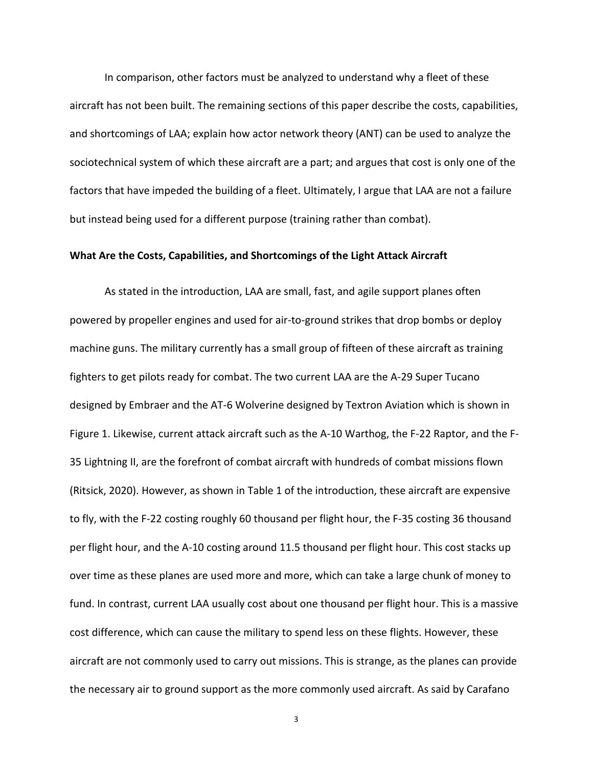In comparison, other factors must be analyzed to understand why a fleet of these aircraft has not been built. The remaining sections of this paper describe the costs, capabilities, and shortcomings of LAA; explain how actor network theory (ANT) can be used to analyze the sociotechnical system of which these aircraft are a part; and argues that cost is only one of the factors that have impeded the building of a fleet. Ultimately, I argue that LAA are not a failure but instead being used for a different purpose (training rather than combat).

**What Are the Costs, Capabilities, and Shortcomings of the Light Attack Aircraft**

As stated in the introduction, LAA are small, fast, and agile support planes often powered by propeller engines and used for air-to-ground strikes that drop bombs or deploy machine guns. The military currently has a small group of fifteen of these aircraft as training fighters to get pilots ready for combat. The two current LAA are the A-29 Super Tucano designed by Embraer and the AT-6 Wolverine designed by Textron Aviation which is shown in Figure 1. Likewise, current attack aircraft such as the A-10 Warthog, the F-22 Raptor, and the F-35 Lightning II, are the forefront of combat aircraft with hundreds of combat missions flown (Ritsick, 2020). However, as shown in Table 1 of the introduction, these aircraft are expensive to fly, with the F-22 costing roughly 60 thousand per flight hour, the F-35 costing 36 thousand per flight hour, and the A-10 costing around 11.5 thousand per flight hour. This cost stacks up over time as these planes are used more and more, which can take a large chunk of money to fund. In contrast, current LAA usually cost about one thousand per flight hour. This is a massive cost difference, which can cause the military to spend less on these flights. However, these aircraft are not commonly used to carry out missions. This is strange, as the planes can provide the necessary air to ground support as the more commonly used aircraft. As said by Carafano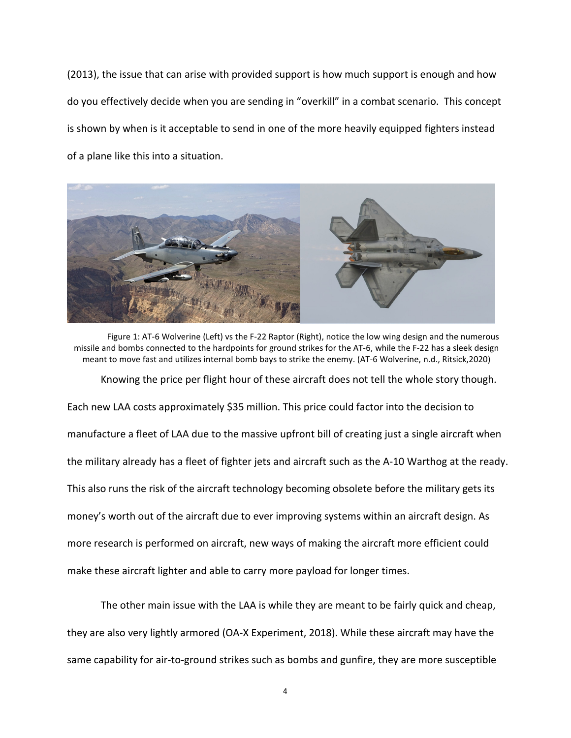(2013), the issue that can arise with provided support is how much support is enough and how do you effectively decide when you are sending in "overkill" in a combat scenario. This concept is shown by when is it acceptable to send in one of the more heavily equipped fighters instead of a plane like this into a situation.

Figure 1: AT-6 Wolverine (Left) vs the F-22 Raptor (Right), notice the low wing design and the numerous missile and bombs connected to the hardpoints for ground strikes for the AT-6, while the F-22 has a sleek design meant to move fast and utilizes internal bomb bays to strike the enemy. (AT-6 Wolverine, n.d., Ritsick,2020)

Knowing the price per flight hour of these aircraft does not tell the whole story though. Each new LAA costs approximately $35 million. This price could factor into the decision to manufacture a fleet of LAA due to the massive upfront bill of creating just a single aircraft when the military already has a fleet of fighter jets and aircraft such as the A-10 Warthog at the ready. This also runs the risk of the aircraft technology becoming obsolete before the military gets its money's worth out of the aircraft due to ever improving systems within an aircraft design. As more research is performed on aircraft, new ways of making the aircraft more efficient could make these aircraft lighter and able to carry more payload for longer times.

The other main issue with the LAA is while they are meant to be fairly quick and cheap, they are also very lightly armored (OA-X Experiment, 2018). While these aircraft may have the same capability for air-to-ground strikes such as bombs and gunfire, they are more susceptible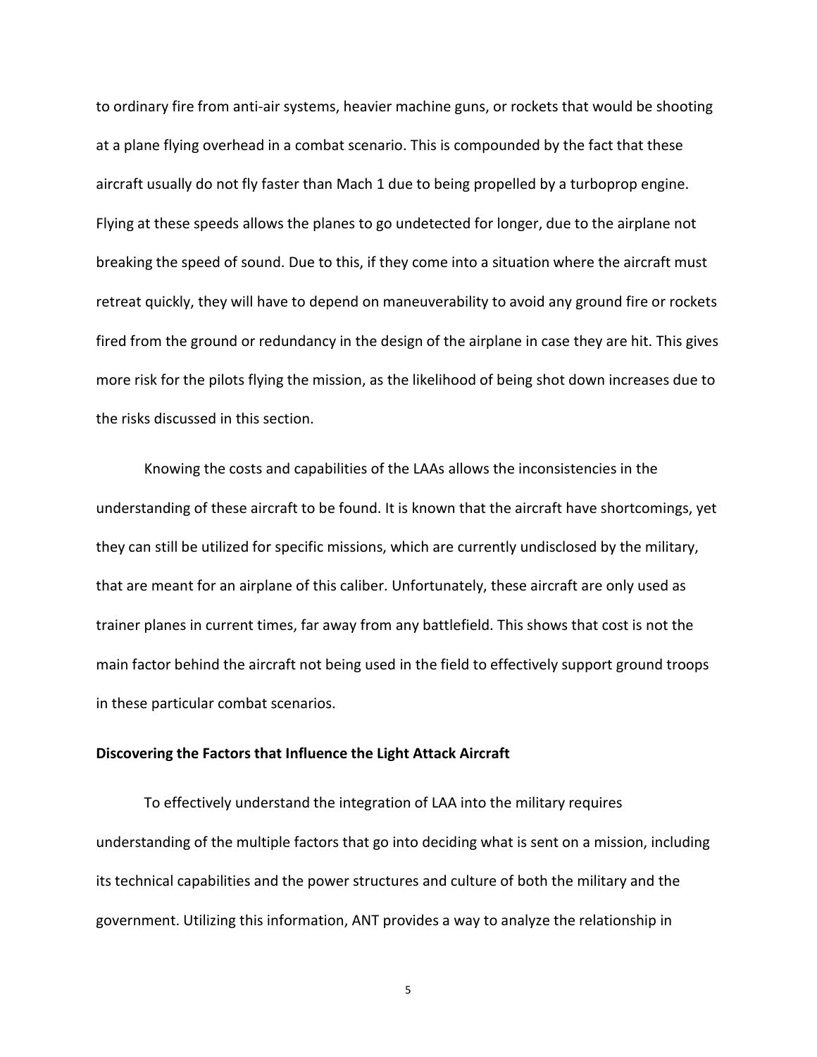to ordinary fire from anti-air systems, heavier machine guns, or rockets that would be shooting at a plane flying overhead in a combat scenario. This is compounded by the fact that these aircraft usually do not fly faster than Mach 1 due to being propelled by a turboprop engine. Flying at these speeds allows the planes to go undetected for longer, due to the airplane not breaking the speed of sound. Due to this, if they come into a situation where the aircraft must retreat quickly, they will have to depend on maneuverability to avoid any ground fire or rockets fired from the ground or redundancy in the design of the airplane in case they are hit. This gives more risk for the pilots flying the mission, as the likelihood of being shot down increases due to the risks discussed in this section.

Knowing the costs and capabilities of the LAAs allows the inconsistencies in the understanding of these aircraft to be found. It is known that the aircraft have shortcomings, yet they can still be utilized for specific missions, which are currently undisclosed by the military, that are meant for an airplane of this caliber. Unfortunately, these aircraft are only used as trainer planes in current times, far away from any battlefield. This shows that cost is not the main factor behind the aircraft not being used in the field to effectively support ground troops in these particular combat scenarios.

**Discovering the Factors that Influence the Light Attack Aircraft**

To effectively understand the integration of LAA into the military requires understanding of the multiple factors that go into deciding what is sent on a mission, including its technical capabilities and the power structures and culture of both the military and the government. Utilizing this information, ANT provides a way to analyze the relationship in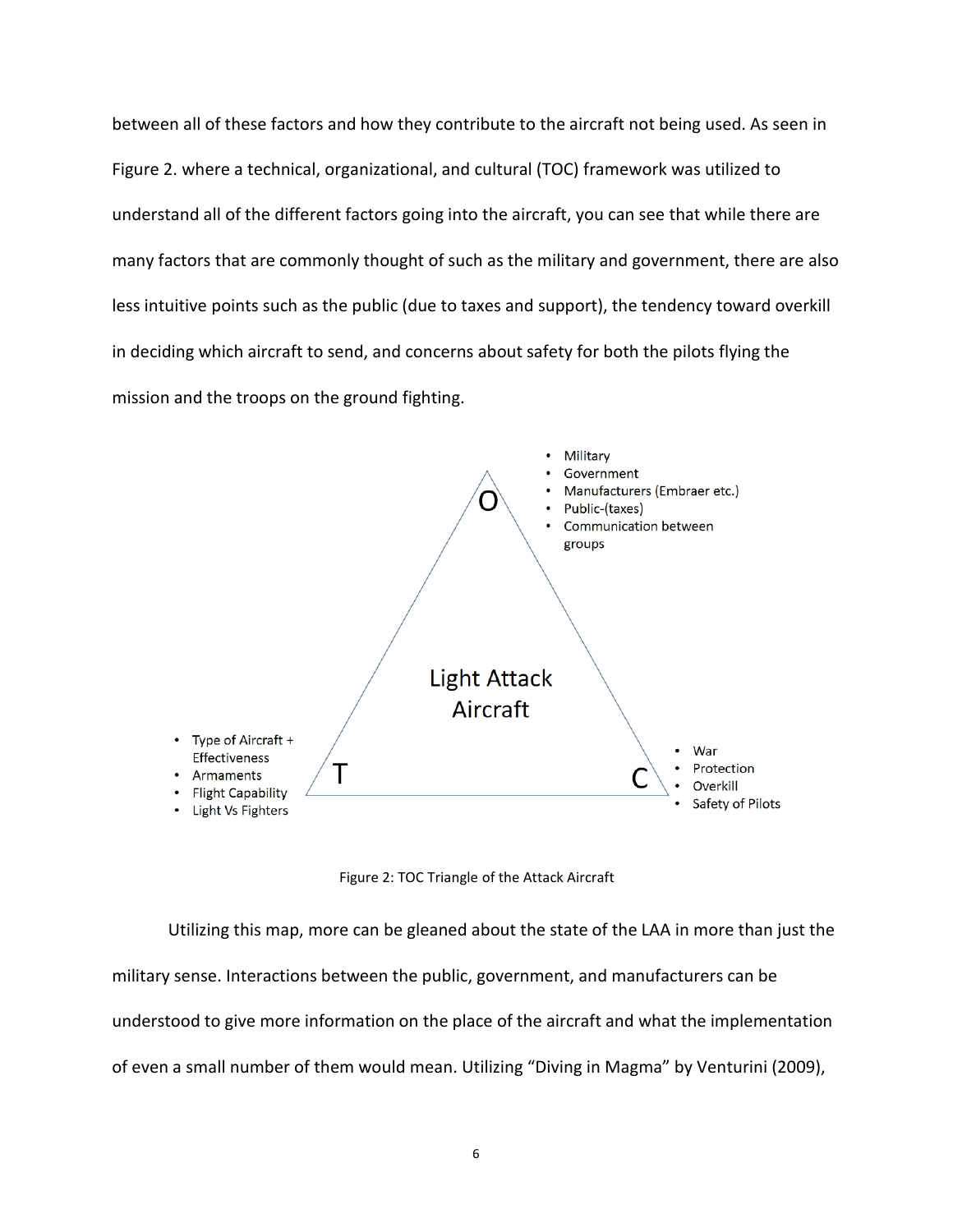between all of these factors and how they contribute to the aircraft not being used. As seen in Figure 2. where a technical, organizational, and cultural (TOC) framework was utilized to understand all of the different factors going into the aircraft, you can see that while there are many factors that are commonly thought of such as the military and government, there are also less intuitive points such as the public (due to taxes and support), the tendency toward overkill in deciding which aircraft to send, and concerns about safety for both the pilots flying the mission and the troops on the ground fighting.

**Light Attack Aircraft**

**O**
- Military
- Government
- Manufacturers (Embraer etc.)
- Public-(taxes)
- Communication between groups

**T**
- Type of Aircraft + Effectiveness
- Armaments
- Flight Capability
- Light Vs Fighters

**C**
- War
- Protection
- Overkill
- Safety of Pilots

Figure 2: TOC Triangle of the Attack Aircraft

Utilizing this map, more can be gleaned about the state of the LAA in more than just the military sense. Interactions between the public, government, and manufacturers can be understood to give more information on the place of the aircraft and what the implementation of even a small number of them would mean. Utilizing "Diving in Magma" by Venturini (2009),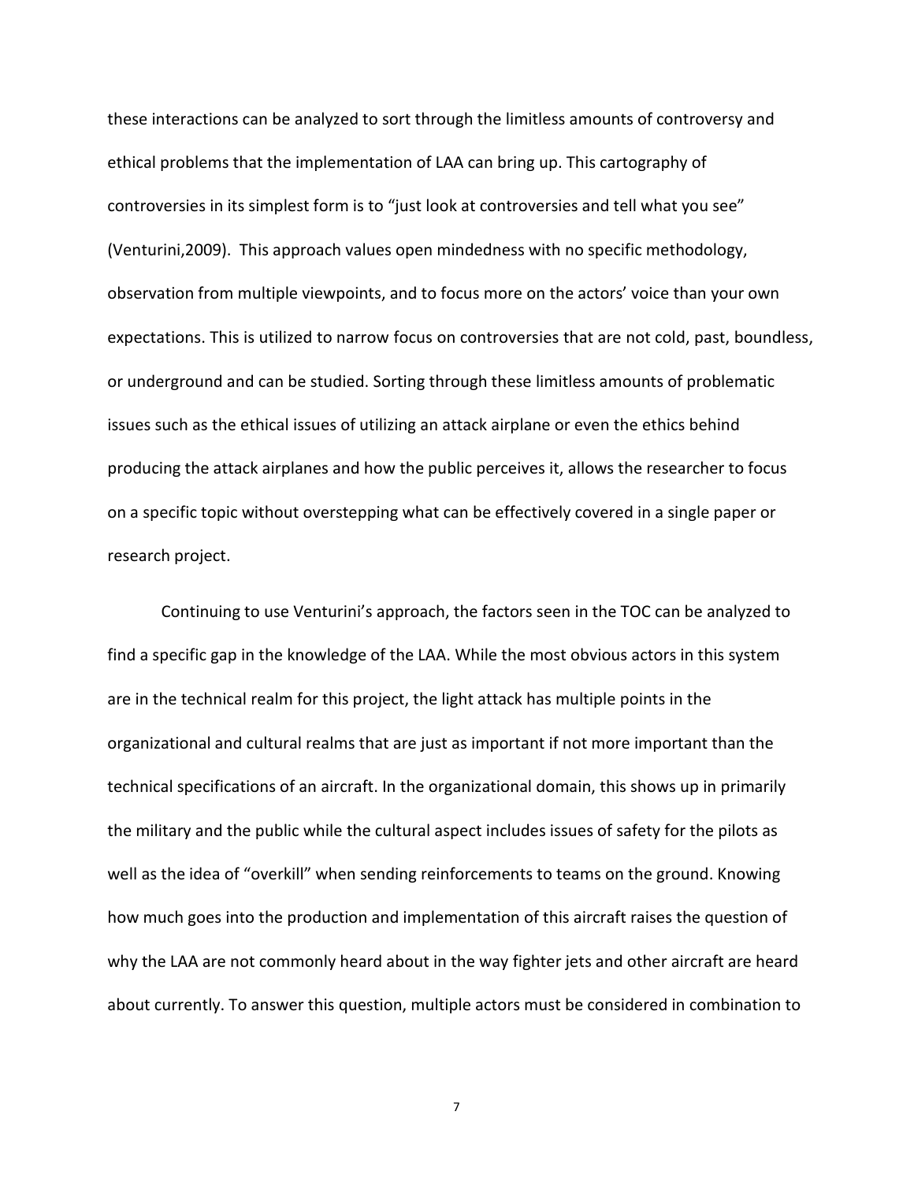these interactions can be analyzed to sort through the limitless amounts of controversy and ethical problems that the implementation of LAA can bring up. This cartography of controversies in its simplest form is to "just look at controversies and tell what you see" (Venturini,2009). This approach values open mindedness with no specific methodology, observation from multiple viewpoints, and to focus more on the actors' voice than your own expectations. This is utilized to narrow focus on controversies that are not cold, past, boundless, or underground and can be studied. Sorting through these limitless amounts of problematic issues such as the ethical issues of utilizing an attack airplane or even the ethics behind producing the attack airplanes and how the public perceives it, allows the researcher to focus on a specific topic without overstepping what can be effectively covered in a single paper or research project.

Continuing to use Venturini's approach, the factors seen in the TOC can be analyzed to find a specific gap in the knowledge of the LAA. While the most obvious actors in this system are in the technical realm for this project, the light attack has multiple points in the organizational and cultural realms that are just as important if not more important than the technical specifications of an aircraft. In the organizational domain, this shows up in primarily the military and the public while the cultural aspect includes issues of safety for the pilots as well as the idea of "overkill" when sending reinforcements to teams on the ground. Knowing how much goes into the production and implementation of this aircraft raises the question of why the LAA are not commonly heard about in the way fighter jets and other aircraft are heard about currently. To answer this question, multiple actors must be considered in combination to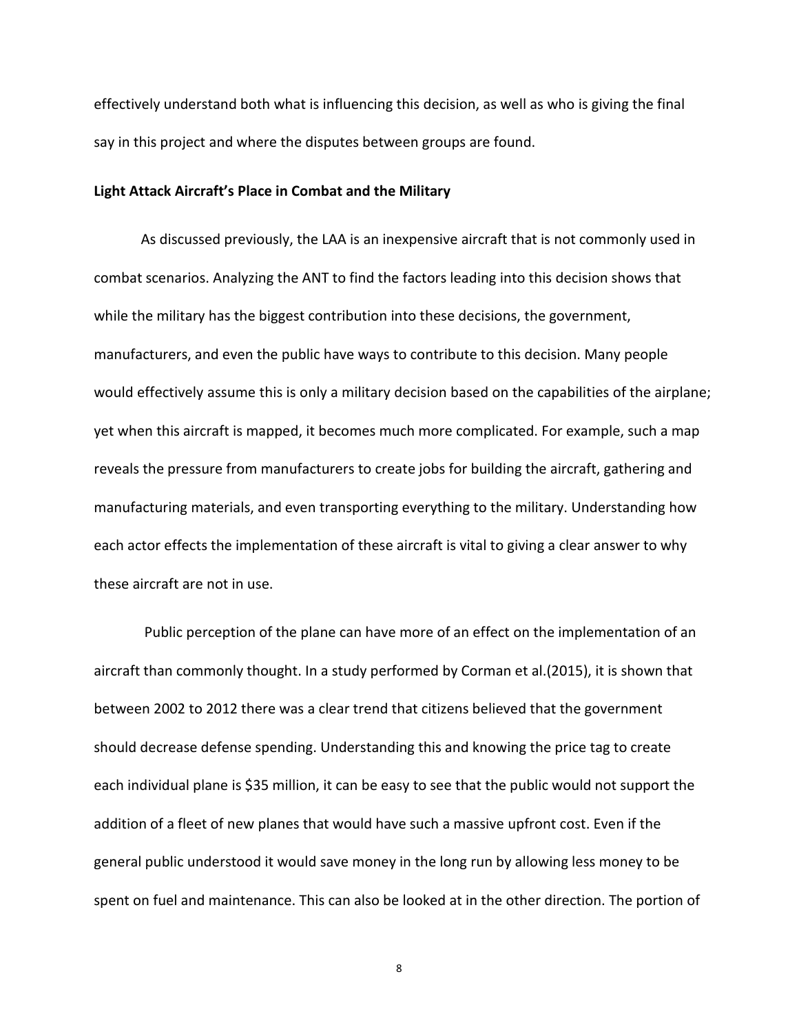effectively understand both what is influencing this decision, as well as who is giving the final say in this project and where the disputes between groups are found.

**Light Attack Aircraft's Place in Combat and the Military**

As discussed previously, the LAA is an inexpensive aircraft that is not commonly used in combat scenarios. Analyzing the ANT to find the factors leading into this decision shows that while the military has the biggest contribution into these decisions, the government, manufacturers, and even the public have ways to contribute to this decision. Many people would effectively assume this is only a military decision based on the capabilities of the airplane; yet when this aircraft is mapped, it becomes much more complicated. For example, such a map reveals the pressure from manufacturers to create jobs for building the aircraft, gathering and manufacturing materials, and even transporting everything to the military. Understanding how each actor effects the implementation of these aircraft is vital to giving a clear answer to why these aircraft are not in use.

Public perception of the plane can have more of an effect on the implementation of an aircraft than commonly thought. In a study performed by Corman et al.(2015), it is shown that between 2002 to 2012 there was a clear trend that citizens believed that the government should decrease defense spending. Understanding this and knowing the price tag to create each individual plane is $35 million, it can be easy to see that the public would not support the addition of a fleet of new planes that would have such a massive upfront cost. Even if the general public understood it would save money in the long run by allowing less money to be spent on fuel and maintenance. This can also be looked at in the other direction. The portion of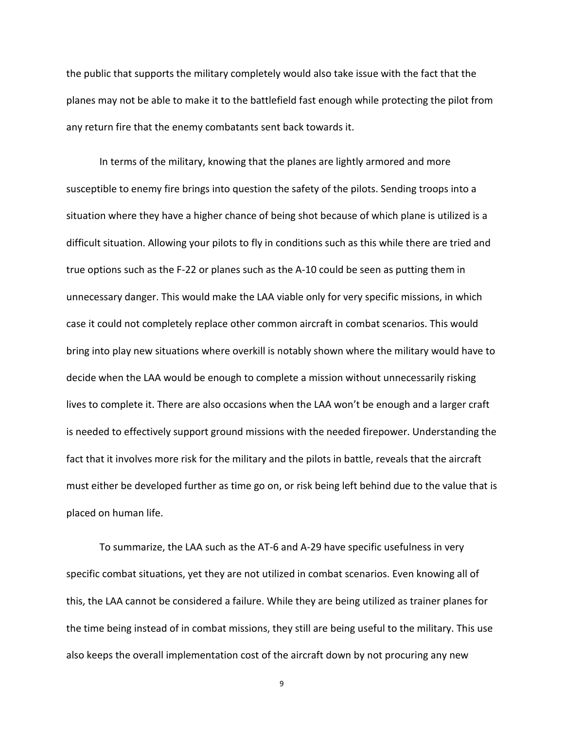the public that supports the military completely would also take issue with the fact that the planes may not be able to make it to the battlefield fast enough while protecting the pilot from any return fire that the enemy combatants sent back towards it.

In terms of the military, knowing that the planes are lightly armored and more susceptible to enemy fire brings into question the safety of the pilots. Sending troops into a situation where they have a higher chance of being shot because of which plane is utilized is a difficult situation. Allowing your pilots to fly in conditions such as this while there are tried and true options such as the F-22 or planes such as the A-10 could be seen as putting them in unnecessary danger. This would make the LAA viable only for very specific missions, in which case it could not completely replace other common aircraft in combat scenarios. This would bring into play new situations where overkill is notably shown where the military would have to decide when the LAA would be enough to complete a mission without unnecessarily risking lives to complete it. There are also occasions when the LAA won't be enough and a larger craft is needed to effectively support ground missions with the needed firepower. Understanding the fact that it involves more risk for the military and the pilots in battle, reveals that the aircraft must either be developed further as time go on, or risk being left behind due to the value that is placed on human life.

To summarize, the LAA such as the AT-6 and A-29 have specific usefulness in very specific combat situations, yet they are not utilized in combat scenarios. Even knowing all of this, the LAA cannot be considered a failure. While they are being utilized as trainer planes for the time being instead of in combat missions, they still are being useful to the military. This use also keeps the overall implementation cost of the aircraft down by not procuring any new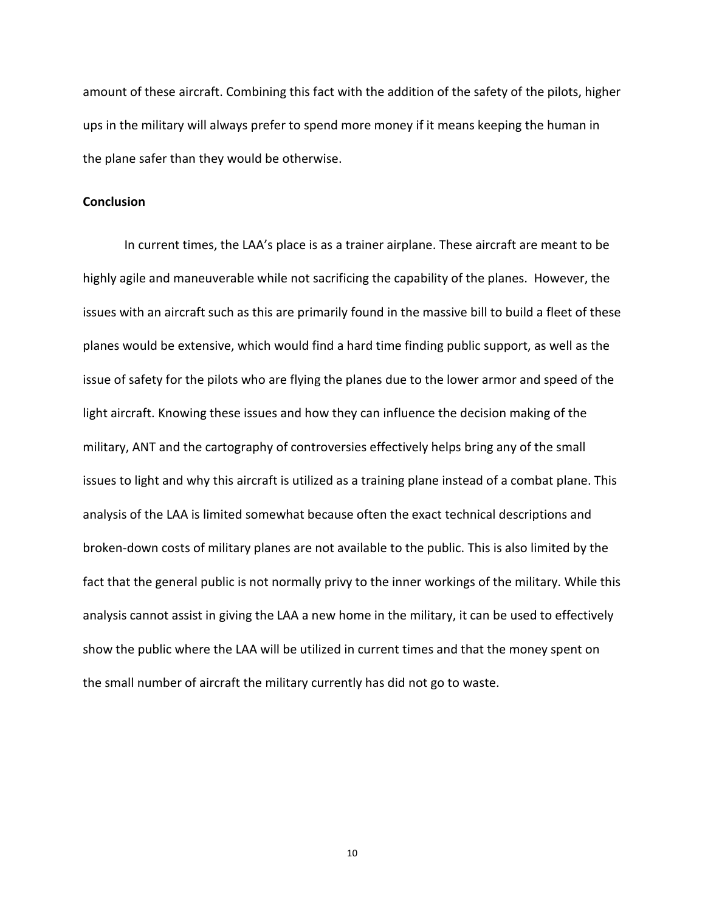amount of these aircraft. Combining this fact with the addition of the safety of the pilots, higher ups in the military will always prefer to spend more money if it means keeping the human in the plane safer than they would be otherwise.

**Conclusion**

In current times, the LAA's place is as a trainer airplane. These aircraft are meant to be highly agile and maneuverable while not sacrificing the capability of the planes.  However, the issues with an aircraft such as this are primarily found in the massive bill to build a fleet of these planes would be extensive, which would find a hard time finding public support, as well as the issue of safety for the pilots who are flying the planes due to the lower armor and speed of the light aircraft. Knowing these issues and how they can influence the decision making of the military, ANT and the cartography of controversies effectively helps bring any of the small issues to light and why this aircraft is utilized as a training plane instead of a combat plane. This analysis of the LAA is limited somewhat because often the exact technical descriptions and broken-down costs of military planes are not available to the public. This is also limited by the fact that the general public is not normally privy to the inner workings of the military. While this analysis cannot assist in giving the LAA a new home in the military, it can be used to effectively show the public where the LAA will be utilized in current times and that the money spent on the small number of aircraft the military currently has did not go to waste.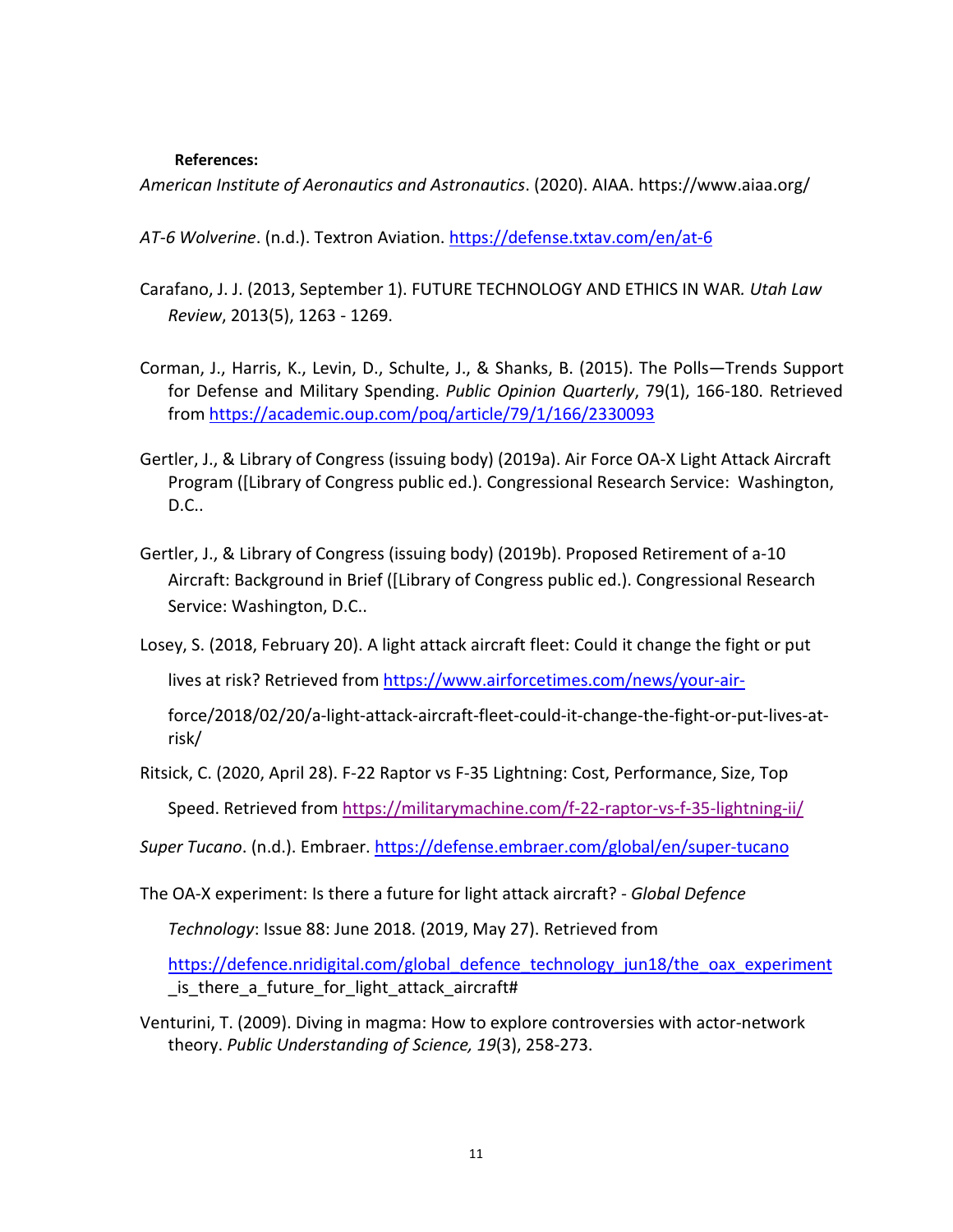**References:**

*American Institute of Aeronautics and Astronautics*. (2020). AIAA. https://www.aiaa.org/

*AT-6 Wolverine*. (n.d.). Textron Aviation. https://defense.txtav.com/en/at-6

Carafano, J. J. (2013, September 1). FUTURE TECHNOLOGY AND ETHICS IN WAR. *Utah Law Review*, 2013(5), 1263 - 1269.

Corman, J., Harris, K., Levin, D., Schulte, J., & Shanks, B. (2015). The Polls—Trends Support for Defense and Military Spending. *Public Opinion Quarterly*, 79(1), 166-180. Retrieved from https://academic.oup.com/poq/article/79/1/166/2330093

Gertler, J., & Library of Congress (issuing body) (2019a). Air Force OA-X Light Attack Aircraft Program ([Library of Congress public ed.). Congressional Research Service: Washington, D.C..

Gertler, J., & Library of Congress (issuing body) (2019b). Proposed Retirement of a-10 Aircraft: Background in Brief ([Library of Congress public ed.). Congressional Research Service: Washington, D.C..

Losey, S. (2018, February 20). A light attack aircraft fleet: Could it change the fight or put lives at risk? Retrieved from https://www.airforcetimes.com/news/your-air-force/2018/02/20/a-light-attack-aircraft-fleet-could-it-change-the-fight-or-put-lives-at-risk/

Ritsick, C. (2020, April 28). F-22 Raptor vs F-35 Lightning: Cost, Performance, Size, Top Speed. Retrieved from https://militarymachine.com/f-22-raptor-vs-f-35-lightning-ii/

*Super Tucano*. (n.d.). Embraer. https://defense.embraer.com/global/en/super-tucano

The OA-X experiment: Is there a future for light attack aircraft? - *Global Defence Technology*: Issue 88: June 2018. (2019, May 27). Retrieved from https://defence.nridigital.com/global_defence_technology_jun18/the_oax_experiment_is_there_a_future_for_light_attack_aircraft#

Venturini, T. (2009). Diving in magma: How to explore controversies with actor-network theory. *Public Understanding of Science, 19*(3), 258-273.